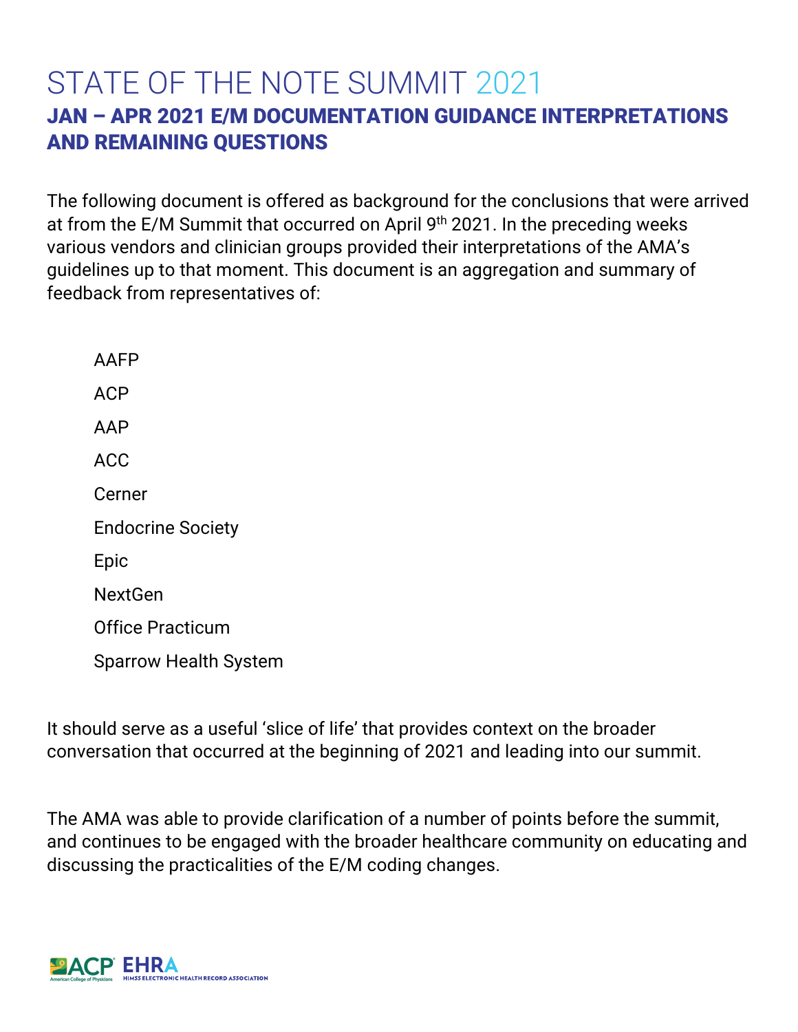# STATE OF THE NOTE SUMMIT 2021

## JAN – APR 2021 E/M DOCUMENTATION GUIDANCE INTERPRETATIONS AND REMAINING QUESTIONS

The following document is offered as background for the conclusions that were arrived at from the E/M Summit that occurred on April 9th 2021. In the preceding weeks various vendors and clinician groups provided their interpretations of the AMA's guidelines up to that moment. This document is an aggregation and summary of feedback from representatives of:

- AAFP
- ACP
- AAP
- ACC
- Cerner
- Endocrine Society
- Epic
- NextGen
- Office Practicum
- Sparrow Health System

It should serve as a useful 'slice of life' that provides context on the broader conversation that occurred at the beginning of 2021 and leading into our summit.

The AMA was able to provide clarification of a number of points before the summit, and continues to be engaged with the broader healthcare community on educating and discussing the practicalities of the E/M coding changes.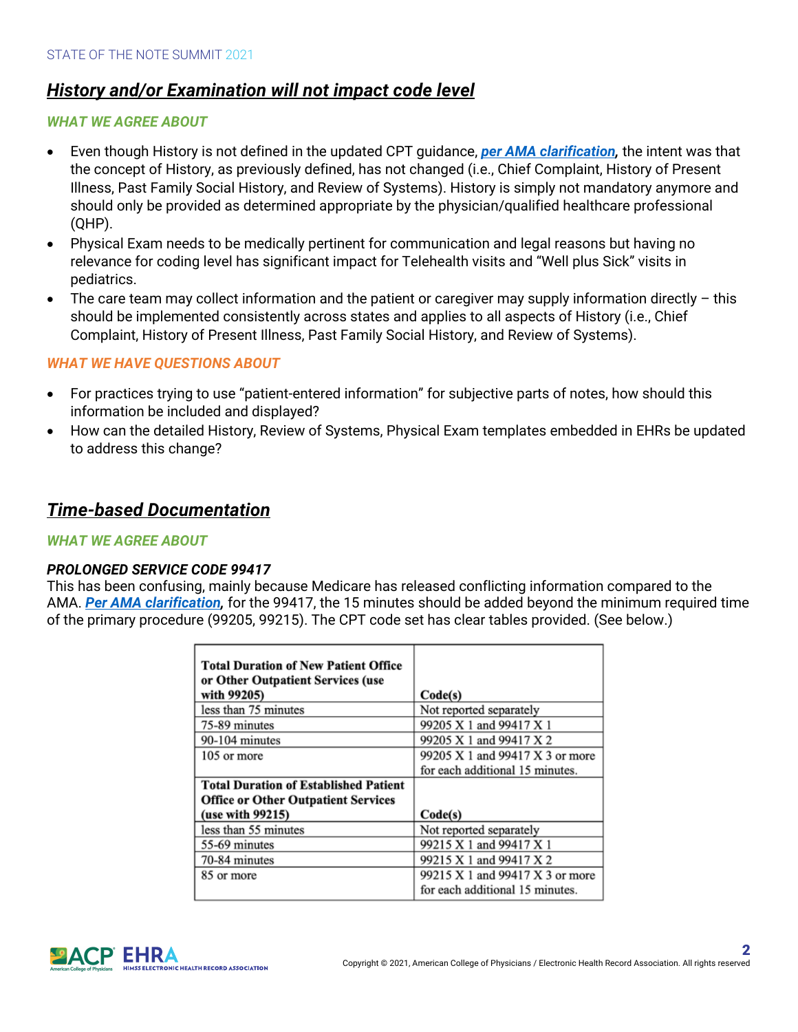## ***History and/or Examination will not impact code level***

### *WHAT WE AGREE ABOUT*

- Even though History is not defined in the updated CPT guidance, ***per AMA clarification***, the intent was that the concept of History, as previously defined, has not changed (i.e., Chief Complaint, History of Present Illness, Past Family Social History, and Review of Systems). History is simply not mandatory anymore and should only be provided as determined appropriate by the physician/qualified healthcare professional (QHP).
- Physical Exam needs to be medically pertinent for communication and legal reasons but having no relevance for coding level has significant impact for Telehealth visits and "Well plus Sick" visits in pediatrics.
- The care team may collect information and the patient or caregiver may supply information directly – this should be implemented consistently across states and applies to all aspects of History (i.e., Chief Complaint, History of Present Illness, Past Family Social History, and Review of Systems).

### *WHAT WE HAVE QUESTIONS ABOUT*

- For practices trying to use "patient-entered information" for subjective parts of notes, how should this information be included and displayed?
- How can the detailed History, Review of Systems, Physical Exam templates embedded in EHRs be updated to address this change?

## ***Time-based Documentation***

### *WHAT WE AGREE ABOUT*

***PROLONGED SERVICE CODE 99417***

This has been confusing, mainly because Medicare has released conflicting information compared to the AMA. ***Per AMA clarification***, for the 99417, the 15 minutes should be added beyond the minimum required time of the primary procedure (99205, 99215). The CPT code set has clear tables provided. (See below.)

| **Total Duration of New Patient Office or Other Outpatient Services (use with 99205)** | **Code(s)** |
|---|---|
| less than 75 minutes | Not reported separately |
| 75-89 minutes | 99205 X 1 and 99417 X 1 |
| 90-104 minutes | 99205 X 1 and 99417 X 2 |
| 105 or more | 99205 X 1 and 99417 X 3 or more for each additional 15 minutes. |
| **Total Duration of Established Patient Office or Other Outpatient Services (use with 99215)** | **Code(s)** |
| less than 55 minutes | Not reported separately |
| 55-69 minutes | 99215 X 1 and 99417 X 1 |
| 70-84 minutes | 99215 X 1 and 99417 X 2 |
| 85 or more | 99215 X 1 and 99417 X 3 or more for each additional 15 minutes. |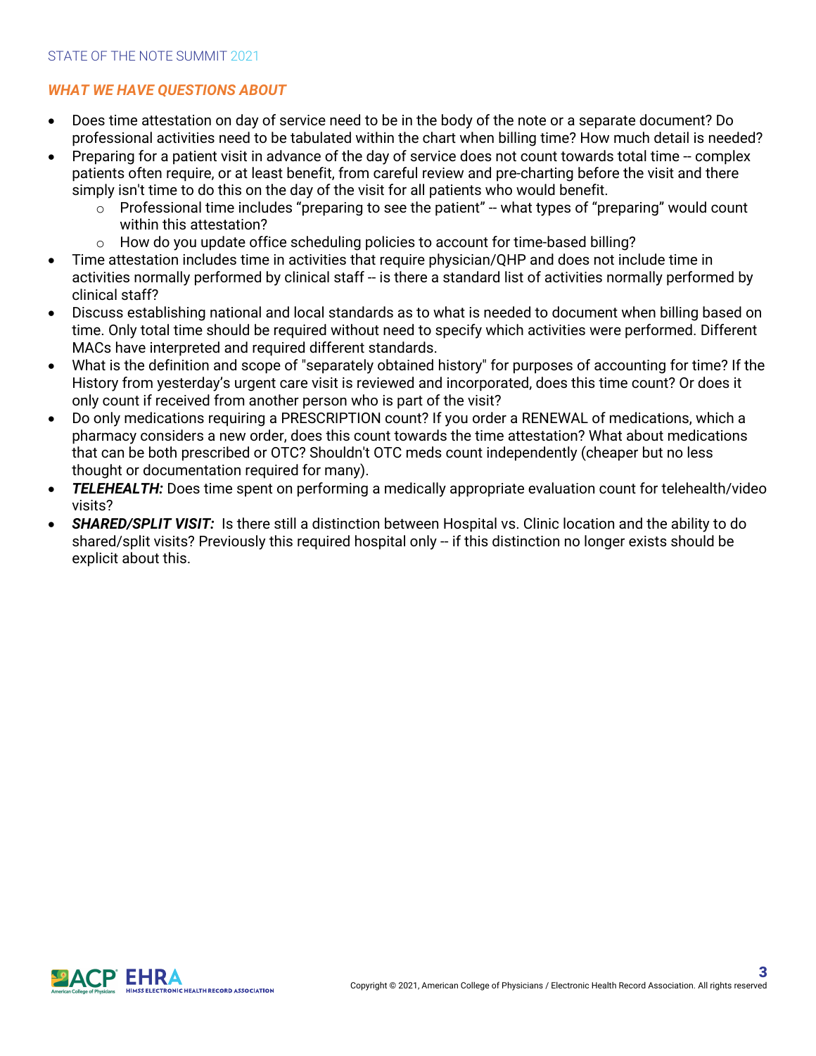## *WHAT WE HAVE QUESTIONS ABOUT*

- Does time attestation on day of service need to be in the body of the note or a separate document? Do professional activities need to be tabulated within the chart when billing time? How much detail is needed?
- Preparing for a patient visit in advance of the day of service does not count towards total time -- complex patients often require, or at least benefit, from careful review and pre-charting before the visit and there simply isn't time to do this on the day of the visit for all patients who would benefit.
  - Professional time includes "preparing to see the patient" -- what types of "preparing" would count within this attestation?
  - How do you update office scheduling policies to account for time-based billing?
- Time attestation includes time in activities that require physician/QHP and does not include time in activities normally performed by clinical staff -- is there a standard list of activities normally performed by clinical staff?
- Discuss establishing national and local standards as to what is needed to document when billing based on time. Only total time should be required without need to specify which activities were performed. Different MACs have interpreted and required different standards.
- What is the definition and scope of "separately obtained history" for purposes of accounting for time? If the History from yesterday's urgent care visit is reviewed and incorporated, does this time count? Or does it only count if received from another person who is part of the visit?
- Do only medications requiring a PRESCRIPTION count? If you order a RENEWAL of medications, which a pharmacy considers a new order, does this count towards the time attestation? What about medications that can be both prescribed or OTC? Shouldn't OTC meds count independently (cheaper but no less thought or documentation required for many).
- ***TELEHEALTH:*** Does time spent on performing a medically appropriate evaluation count for telehealth/video visits?
- ***SHARED/SPLIT VISIT:*** Is there still a distinction between Hospital vs. Clinic location and the ability to do shared/split visits? Previously this required hospital only -- if this distinction no longer exists should be explicit about this.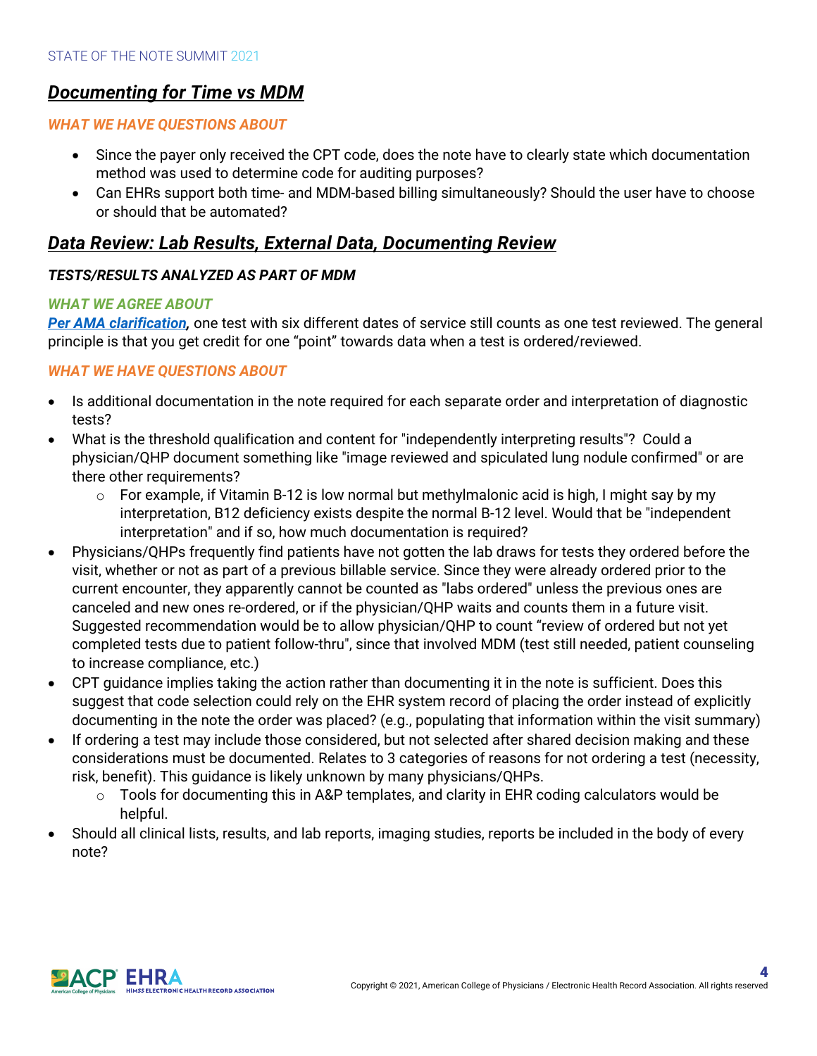## ***Documenting for Time vs MDM***

***WHAT WE HAVE QUESTIONS ABOUT***

- Since the payer only received the CPT code, does the note have to clearly state which documentation method was used to determine code for auditing purposes?
- Can EHRs support both time- and MDM-based billing simultaneously? Should the user have to choose or should that be automated?

## ***Data Review: Lab Results, External Data, Documenting Review***

***TESTS/RESULTS ANALYZED AS PART OF MDM***

***WHAT WE AGREE ABOUT***

***Per AMA clarification,*** one test with six different dates of service still counts as one test reviewed. The general principle is that you get credit for one "point" towards data when a test is ordered/reviewed.

***WHAT WE HAVE QUESTIONS ABOUT***

- Is additional documentation in the note required for each separate order and interpretation of diagnostic tests?
- What is the threshold qualification and content for "independently interpreting results"? Could a physician/QHP document something like "image reviewed and spiculated lung nodule confirmed" or are there other requirements?
    - For example, if Vitamin B-12 is low normal but methylmalonic acid is high, I might say by my interpretation, B12 deficiency exists despite the normal B-12 level. Would that be "independent interpretation" and if so, how much documentation is required?
- Physicians/QHPs frequently find patients have not gotten the lab draws for tests they ordered before the visit, whether or not as part of a previous billable service. Since they were already ordered prior to the current encounter, they apparently cannot be counted as "labs ordered" unless the previous ones are canceled and new ones re-ordered, or if the physician/QHP waits and counts them in a future visit. Suggested recommendation would be to allow physician/QHP to count "review of ordered but not yet completed tests due to patient follow-thru", since that involved MDM (test still needed, patient counseling to increase compliance, etc.)
- CPT guidance implies taking the action rather than documenting it in the note is sufficient. Does this suggest that code selection could rely on the EHR system record of placing the order instead of explicitly documenting in the note the order was placed? (e.g., populating that information within the visit summary)
- If ordering a test may include those considered, but not selected after shared decision making and these considerations must be documented. Relates to 3 categories of reasons for not ordering a test (necessity, risk, benefit). This guidance is likely unknown by many physicians/QHPs.
    - Tools for documenting this in A&P templates, and clarity in EHR coding calculators would be helpful.
- Should all clinical lists, results, and lab reports, imaging studies, reports be included in the body of every note?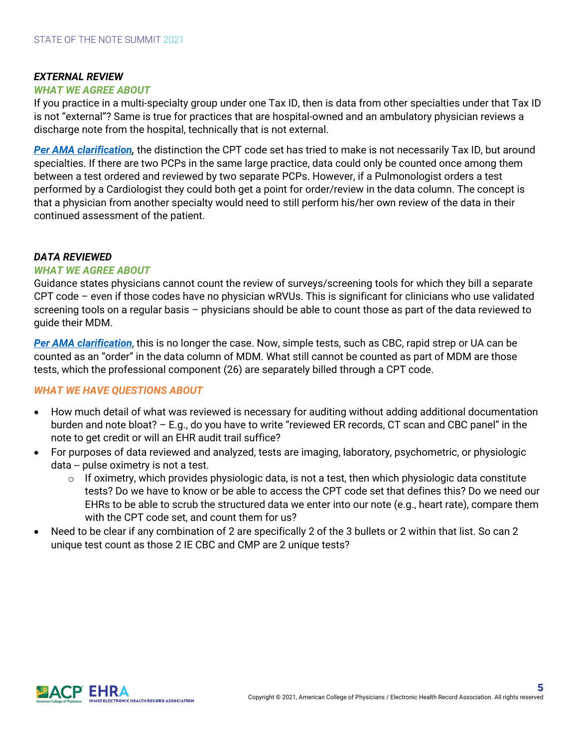***EXTERNAL REVIEW***

***WHAT WE AGREE ABOUT***

If you practice in a multi-specialty group under one Tax ID, then is data from other specialties under that Tax ID is not “external”? Same is true for practices that are hospital-owned and an ambulatory physician reviews a discharge note from the hospital, technically that is not external.

***Per AMA clarification,*** the distinction the CPT code set has tried to make is not necessarily Tax ID, but around specialties. If there are two PCPs in the same large practice, data could only be counted once among them between a test ordered and reviewed by two separate PCPs. However, if a Pulmonologist orders a test performed by a Cardiologist they could both get a point for order/review in the data column. The concept is that a physician from another specialty would need to still perform his/her own review of the data in their continued assessment of the patient.

***DATA REVIEWED***

***WHAT WE AGREE ABOUT***

Guidance states physicians cannot count the review of surveys/screening tools for which they bill a separate CPT code – even if those codes have no physician wRVUs. This is significant for clinicians who use validated screening tools on a regular basis – physicians should be able to count those as part of the data reviewed to guide their MDM.

***Per AMA clarification***, this is no longer the case. Now, simple tests, such as CBC, rapid strep or UA can be counted as an “order” in the data column of MDM. What still cannot be counted as part of MDM are those tests, which the professional component (26) are separately billed through a CPT code.

***WHAT WE HAVE QUESTIONS ABOUT***

- How much detail of what was reviewed is necessary for auditing without adding additional documentation burden and note bloat? – E.g., do you have to write “reviewed ER records, CT scan and CBC panel” in the note to get credit or will an EHR audit trail suffice?
- For purposes of data reviewed and analyzed, tests are imaging, laboratory, psychometric, or physiologic data -- pulse oximetry is not a test.
  - If oximetry, which provides physiologic data, is not a test, then which physiologic data constitute tests? Do we have to know or be able to access the CPT code set that defines this? Do we need our EHRs to be able to scrub the structured data we enter into our note (e.g., heart rate), compare them with the CPT code set, and count them for us?
- Need to be clear if any combination of 2 are specifically 2 of the 3 bullets or 2 within that list. So can 2 unique test count as those 2 IE CBC and CMP are 2 unique tests?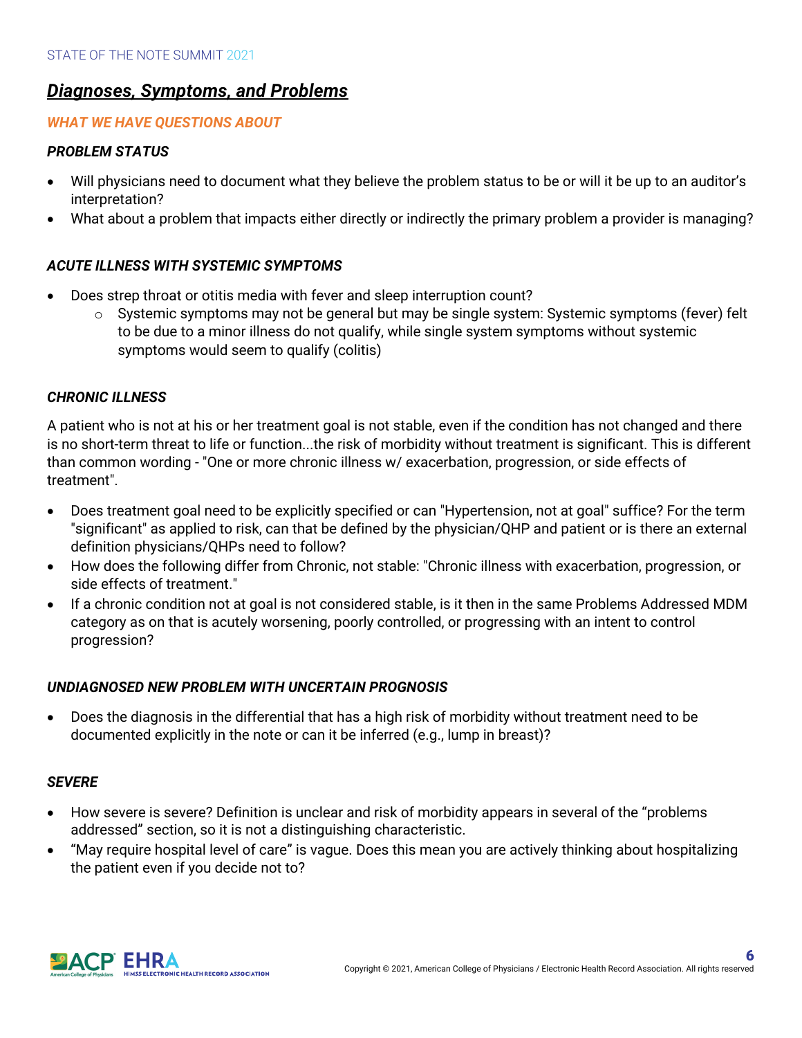## *Diagnoses, Symptoms, and Problems*

### *WHAT WE HAVE QUESTIONS ABOUT*

#### *PROBLEM STATUS*

- Will physicians need to document what they believe the problem status to be or will it be up to an auditor's interpretation?
- What about a problem that impacts either directly or indirectly the primary problem a provider is managing?

#### *ACUTE ILLNESS WITH SYSTEMIC SYMPTOMS*

- Does strep throat or otitis media with fever and sleep interruption count?
  - Systemic symptoms may not be general but may be single system: Systemic symptoms (fever) felt to be due to a minor illness do not qualify, while single system symptoms without systemic symptoms would seem to qualify (colitis)

#### *CHRONIC ILLNESS*

A patient who is not at his or her treatment goal is not stable, even if the condition has not changed and there is no short-term threat to life or function...the risk of morbidity without treatment is significant. This is different than common wording - "One or more chronic illness w/ exacerbation, progression, or side effects of treatment".

- Does treatment goal need to be explicitly specified or can "Hypertension, not at goal" suffice? For the term "significant" as applied to risk, can that be defined by the physician/QHP and patient or is there an external definition physicians/QHPs need to follow?
- How does the following differ from Chronic, not stable: "Chronic illness with exacerbation, progression, or side effects of treatment."
- If a chronic condition not at goal is not considered stable, is it then in the same Problems Addressed MDM category as on that is acutely worsening, poorly controlled, or progressing with an intent to control progression?

#### *UNDIAGNOSED NEW PROBLEM WITH UNCERTAIN PROGNOSIS*

- Does the diagnosis in the differential that has a high risk of morbidity without treatment need to be documented explicitly in the note or can it be inferred (e.g., lump in breast)?

#### *SEVERE*

- How severe is severe? Definition is unclear and risk of morbidity appears in several of the "problems addressed" section, so it is not a distinguishing characteristic.
- "May require hospital level of care" is vague. Does this mean you are actively thinking about hospitalizing the patient even if you decide not to?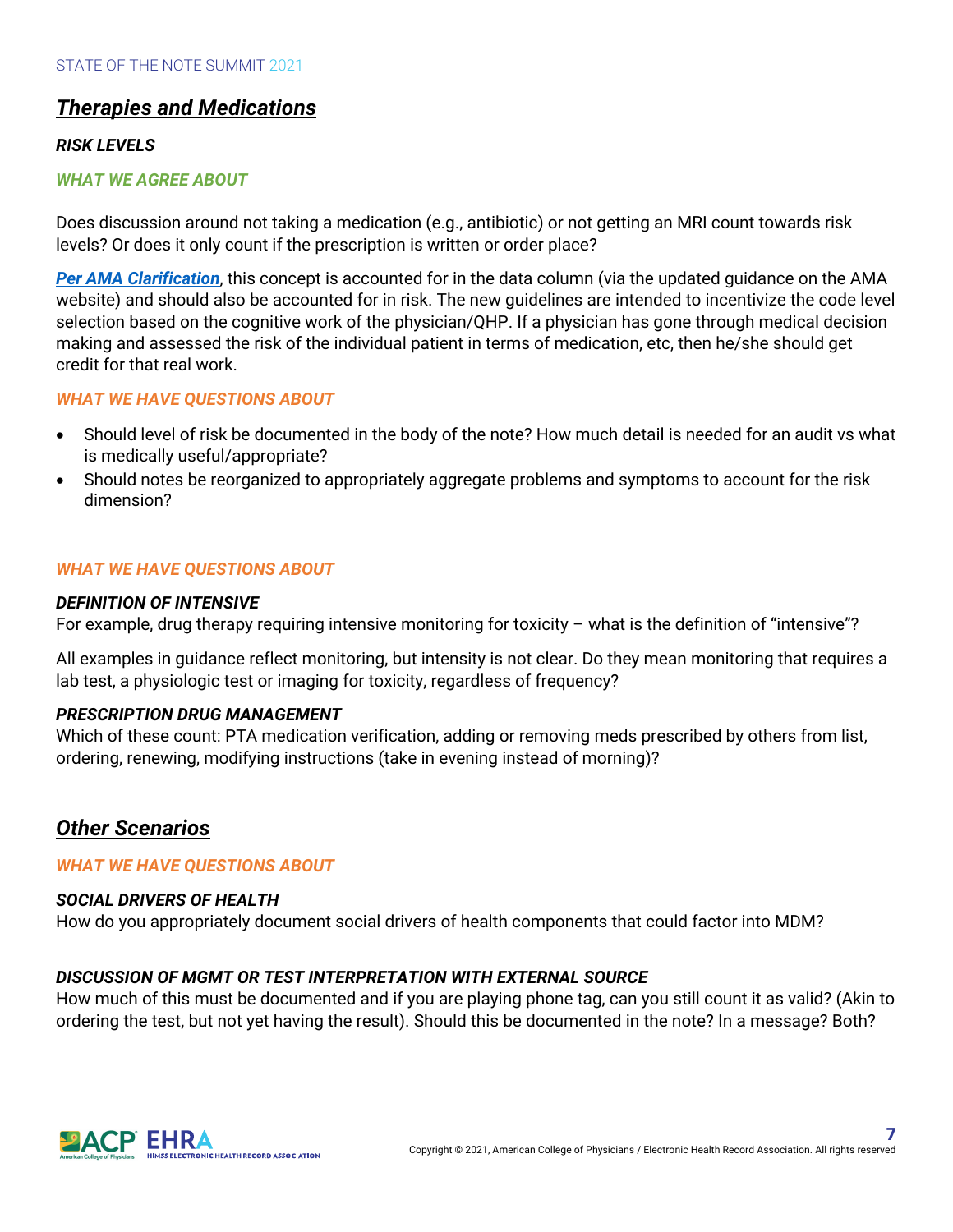## ***Therapies and Medications***

### ***RISK LEVELS***

#### ***WHAT WE AGREE ABOUT***

Does discussion around not taking a medication (e.g., antibiotic) or not getting an MRI count towards risk levels? Or does it only count if the prescription is written or order place?

***Per AMA Clarification***, this concept is accounted for in the data column (via the updated guidance on the AMA website) and should also be accounted for in risk. The new guidelines are intended to incentivize the code level selection based on the cognitive work of the physician/QHP. If a physician has gone through medical decision making and assessed the risk of the individual patient in terms of medication, etc, then he/she should get credit for that real work.

#### ***WHAT WE HAVE QUESTIONS ABOUT***

- Should level of risk be documented in the body of the note? How much detail is needed for an audit vs what is medically useful/appropriate?
- Should notes be reorganized to appropriately aggregate problems and symptoms to account for the risk dimension?

#### ***WHAT WE HAVE QUESTIONS ABOUT***

***DEFINITION OF INTENSIVE***

For example, drug therapy requiring intensive monitoring for toxicity – what is the definition of "intensive"?

All examples in guidance reflect monitoring, but intensity is not clear. Do they mean monitoring that requires a lab test, a physiologic test or imaging for toxicity, regardless of frequency?

***PRESCRIPTION DRUG MANAGEMENT***

Which of these count: PTA medication verification, adding or removing meds prescribed by others from list, ordering, renewing, modifying instructions (take in evening instead of morning)?

## ***Other Scenarios***

#### ***WHAT WE HAVE QUESTIONS ABOUT***

***SOCIAL DRIVERS OF HEALTH***

How do you appropriately document social drivers of health components that could factor into MDM?

***DISCUSSION OF MGMT OR TEST INTERPRETATION WITH EXTERNAL SOURCE***

How much of this must be documented and if you are playing phone tag, can you still count it as valid? (Akin to ordering the test, but not yet having the result). Should this be documented in the note? In a message? Both?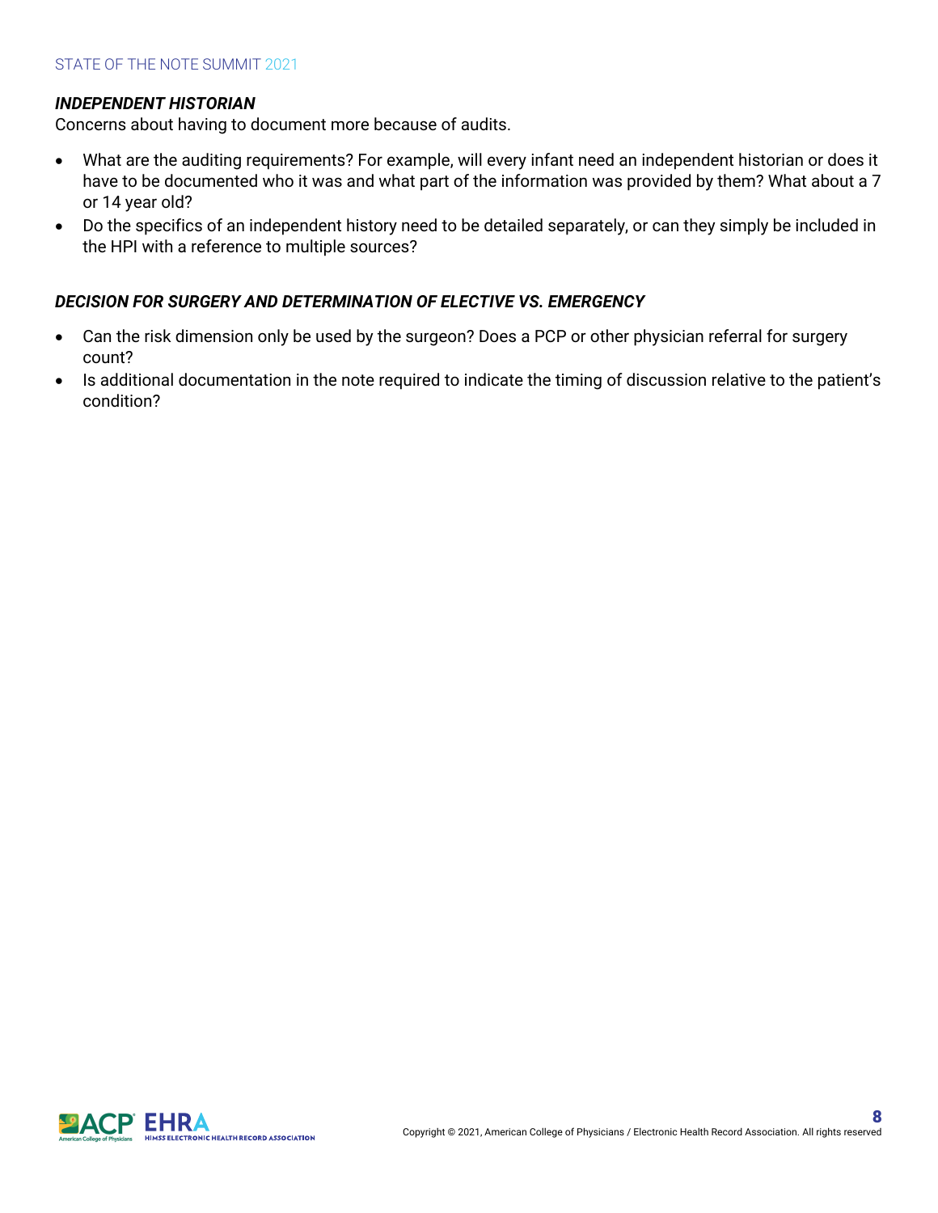***INDEPENDENT HISTORIAN***

Concerns about having to document more because of audits.

- What are the auditing requirements? For example, will every infant need an independent historian or does it have to be documented who it was and what part of the information was provided by them? What about a 7 or 14 year old?
- Do the specifics of an independent history need to be detailed separately, or can they simply be included in the HPI with a reference to multiple sources?

***DECISION FOR SURGERY AND DETERMINATION OF ELECTIVE VS. EMERGENCY***

- Can the risk dimension only be used by the surgeon? Does a PCP or other physician referral for surgery count?
- Is additional documentation in the note required to indicate the timing of discussion relative to the patient's condition?